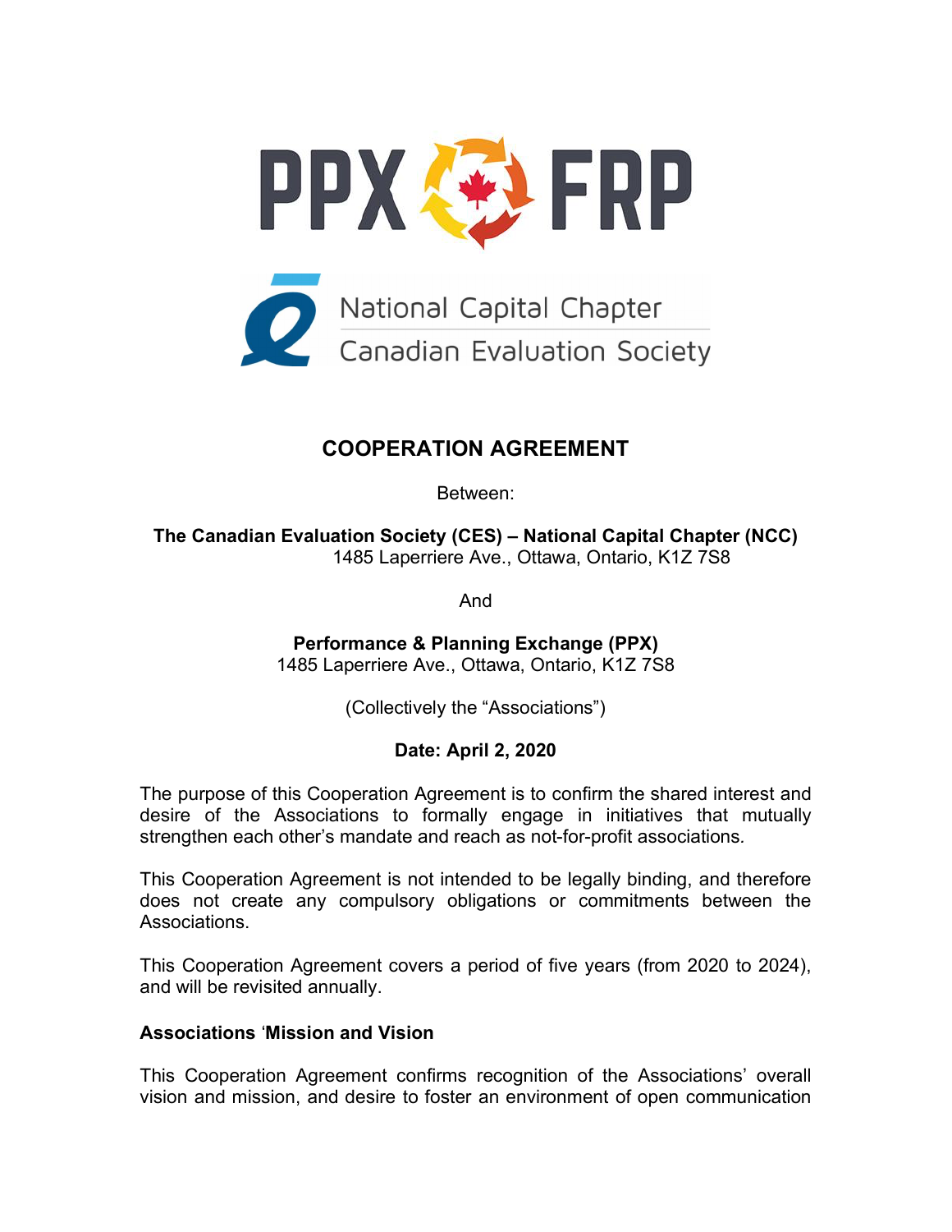PPX FRP

National Capital Chapter
Canadian Evaluation Society

# COOPERATION AGREEMENT

Between:

**The Canadian Evaluation Society (CES) – National Capital Chapter (NCC)**
1485 Laperriere Ave., Ottawa, Ontario, K1Z 7S8

And

**Performance & Planning Exchange (PPX)**
1485 Laperriere Ave., Ottawa, Ontario, K1Z 7S8

(Collectively the "Associations")

**Date: April 2, 2020**

The purpose of this Cooperation Agreement is to confirm the shared interest and desire of the Associations to formally engage in initiatives that mutually strengthen each other's mandate and reach as not-for-profit associations.

This Cooperation Agreement is not intended to be legally binding, and therefore does not create any compulsory obligations or commitments between the Associations.

This Cooperation Agreement covers a period of five years (from 2020 to 2024), and will be revisited annually.

### Associations 'Mission and Vision

This Cooperation Agreement confirms recognition of the Associations' overall vision and mission, and desire to foster an environment of open communication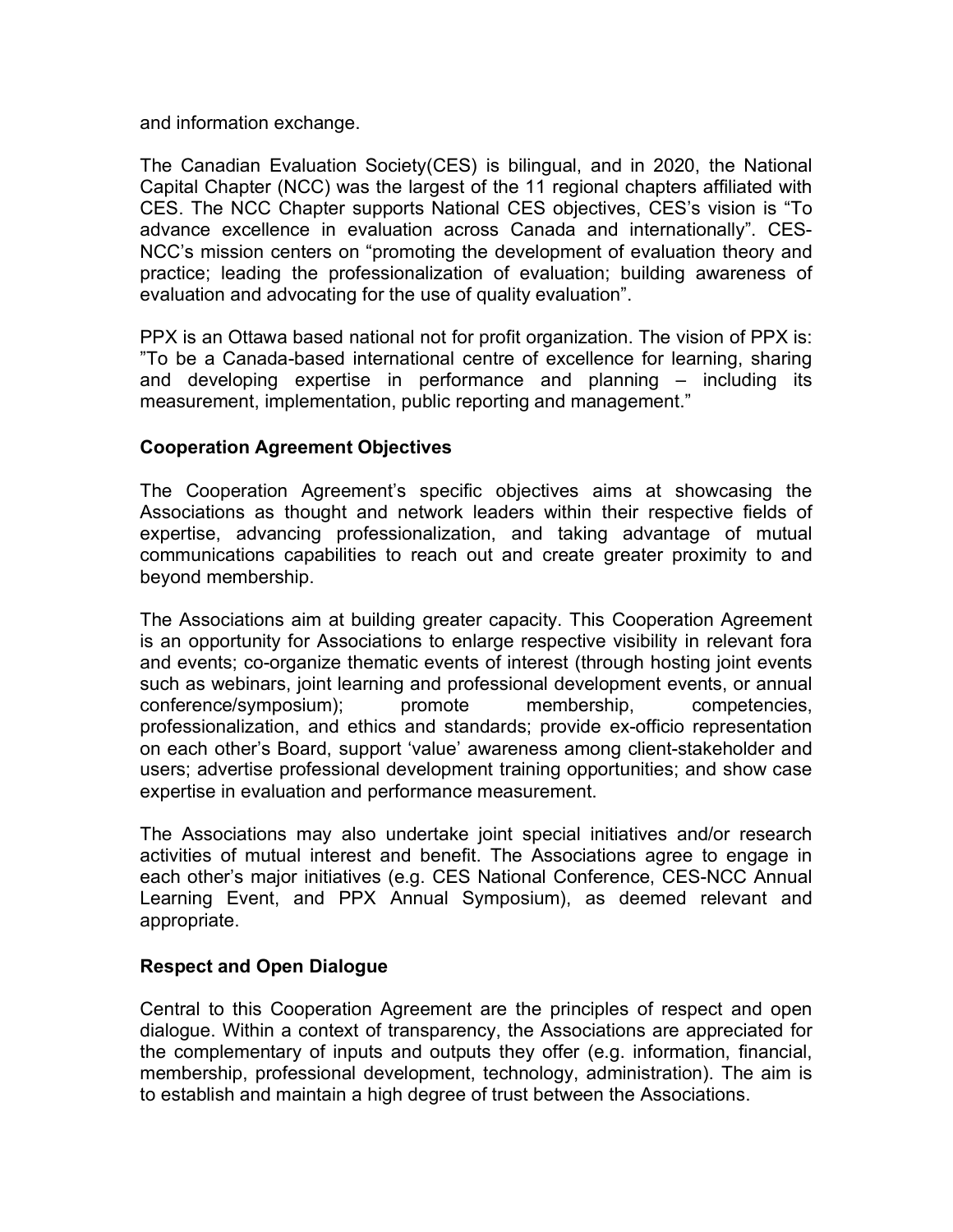and information exchange.

The Canadian Evaluation Society(CES) is bilingual, and in 2020, the National Capital Chapter (NCC) was the largest of the 11 regional chapters affiliated with CES. The NCC Chapter supports National CES objectives, CES's vision is "To advance excellence in evaluation across Canada and internationally". CES-NCC's mission centers on "promoting the development of evaluation theory and practice; leading the professionalization of evaluation; building awareness of evaluation and advocating for the use of quality evaluation".

PPX is an Ottawa based national not for profit organization. The vision of PPX is: "To be a Canada-based international centre of excellence for learning, sharing and developing expertise in performance and planning – including its measurement, implementation, public reporting and management."

**Cooperation Agreement Objectives**

The Cooperation Agreement's specific objectives aims at showcasing the Associations as thought and network leaders within their respective fields of expertise, advancing professionalization, and taking advantage of mutual communications capabilities to reach out and create greater proximity to and beyond membership.

The Associations aim at building greater capacity. This Cooperation Agreement is an opportunity for Associations to enlarge respective visibility in relevant fora and events; co-organize thematic events of interest (through hosting joint events such as webinars, joint learning and professional development events, or annual conference/symposium); promote membership, competencies, professionalization, and ethics and standards; provide ex-officio representation on each other's Board, support 'value' awareness among client-stakeholder and users; advertise professional development training opportunities; and show case expertise in evaluation and performance measurement.

The Associations may also undertake joint special initiatives and/or research activities of mutual interest and benefit. The Associations agree to engage in each other's major initiatives (e.g. CES National Conference, CES-NCC Annual Learning Event, and PPX Annual Symposium), as deemed relevant and appropriate.

**Respect and Open Dialogue**

Central to this Cooperation Agreement are the principles of respect and open dialogue. Within a context of transparency, the Associations are appreciated for the complementary of inputs and outputs they offer (e.g. information, financial, membership, professional development, technology, administration). The aim is to establish and maintain a high degree of trust between the Associations.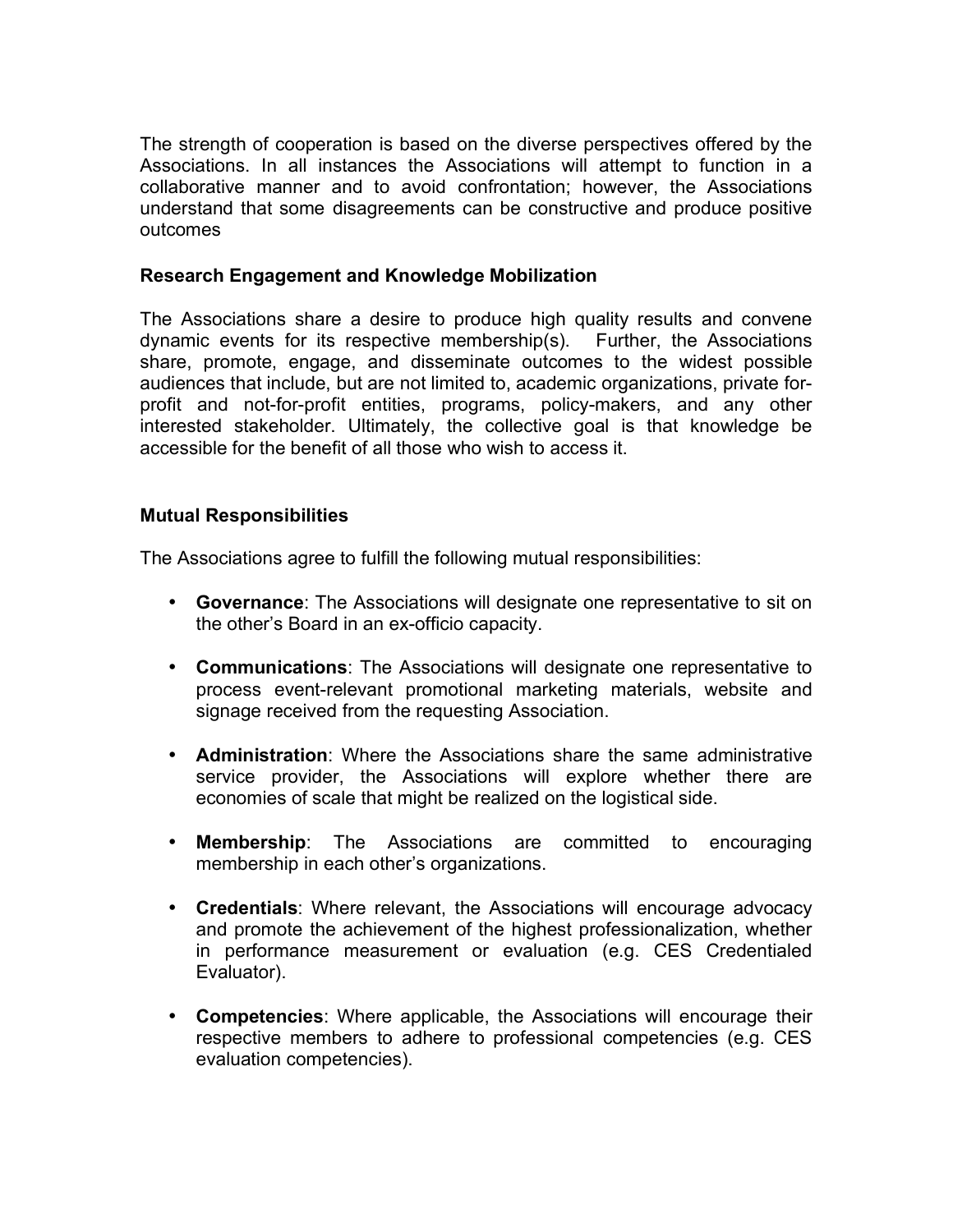The strength of cooperation is based on the diverse perspectives offered by the Associations. In all instances the Associations will attempt to function in a collaborative manner and to avoid confrontation; however, the Associations understand that some disagreements can be constructive and produce positive outcomes

**Research Engagement and Knowledge Mobilization**

The Associations share a desire to produce high quality results and convene dynamic events for its respective membership(s). Further, the Associations share, promote, engage, and disseminate outcomes to the widest possible audiences that include, but are not limited to, academic organizations, private for-profit and not-for-profit entities, programs, policy-makers, and any other interested stakeholder. Ultimately, the collective goal is that knowledge be accessible for the benefit of all those who wish to access it.

**Mutual Responsibilities**

The Associations agree to fulfill the following mutual responsibilities:

- **Governance**: The Associations will designate one representative to sit on the other's Board in an ex-officio capacity.
- **Communications**: The Associations will designate one representative to process event-relevant promotional marketing materials, website and signage received from the requesting Association.
- **Administration**: Where the Associations share the same administrative service provider, the Associations will explore whether there are economies of scale that might be realized on the logistical side.
- **Membership**: The Associations are committed to encouraging membership in each other's organizations.
- **Credentials**: Where relevant, the Associations will encourage advocacy and promote the achievement of the highest professionalization, whether in performance measurement or evaluation (e.g. CES Credentialed Evaluator).
- **Competencies**: Where applicable, the Associations will encourage their respective members to adhere to professional competencies (e.g. CES evaluation competencies).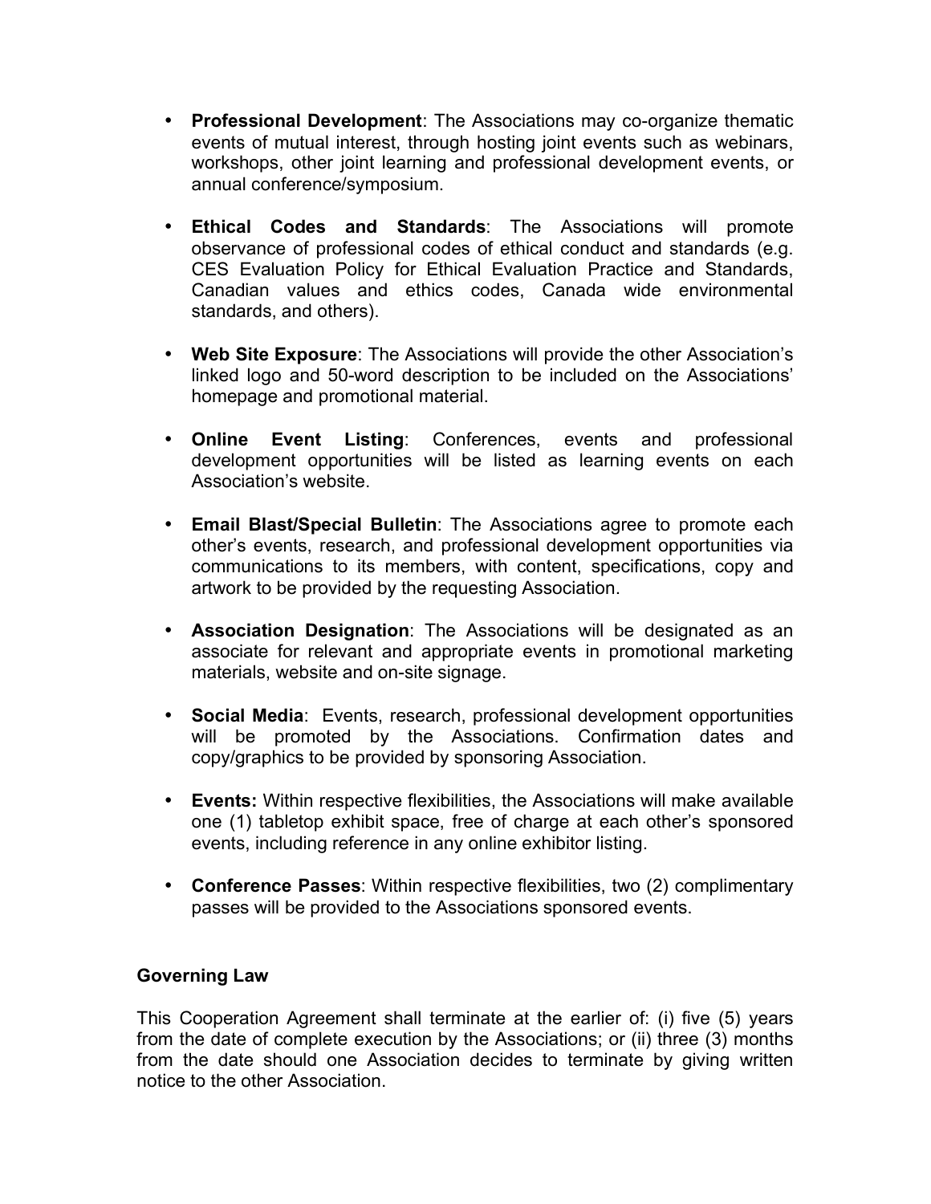- **Professional Development**: The Associations may co-organize thematic events of mutual interest, through hosting joint events such as webinars, workshops, other joint learning and professional development events, or annual conference/symposium.

- **Ethical Codes and Standards**: The Associations will promote observance of professional codes of ethical conduct and standards (e.g. CES Evaluation Policy for Ethical Evaluation Practice and Standards, Canadian values and ethics codes, Canada wide environmental standards, and others).

- **Web Site Exposure**: The Associations will provide the other Association's linked logo and 50-word description to be included on the Associations' homepage and promotional material.

- **Online Event Listing**: Conferences, events and professional development opportunities will be listed as learning events on each Association's website.

- **Email Blast/Special Bulletin**: The Associations agree to promote each other's events, research, and professional development opportunities via communications to its members, with content, specifications, copy and artwork to be provided by the requesting Association.

- **Association Designation**: The Associations will be designated as an associate for relevant and appropriate events in promotional marketing materials, website and on-site signage.

- **Social Media**: Events, research, professional development opportunities will be promoted by the Associations. Confirmation dates and copy/graphics to be provided by sponsoring Association.

- **Events:** Within respective flexibilities, the Associations will make available one (1) tabletop exhibit space, free of charge at each other's sponsored events, including reference in any online exhibitor listing.

- **Conference Passes**: Within respective flexibilities, two (2) complimentary passes will be provided to the Associations sponsored events.

**Governing Law**

This Cooperation Agreement shall terminate at the earlier of: (i) five (5) years from the date of complete execution by the Associations; or (ii) three (3) months from the date should one Association decides to terminate by giving written notice to the other Association.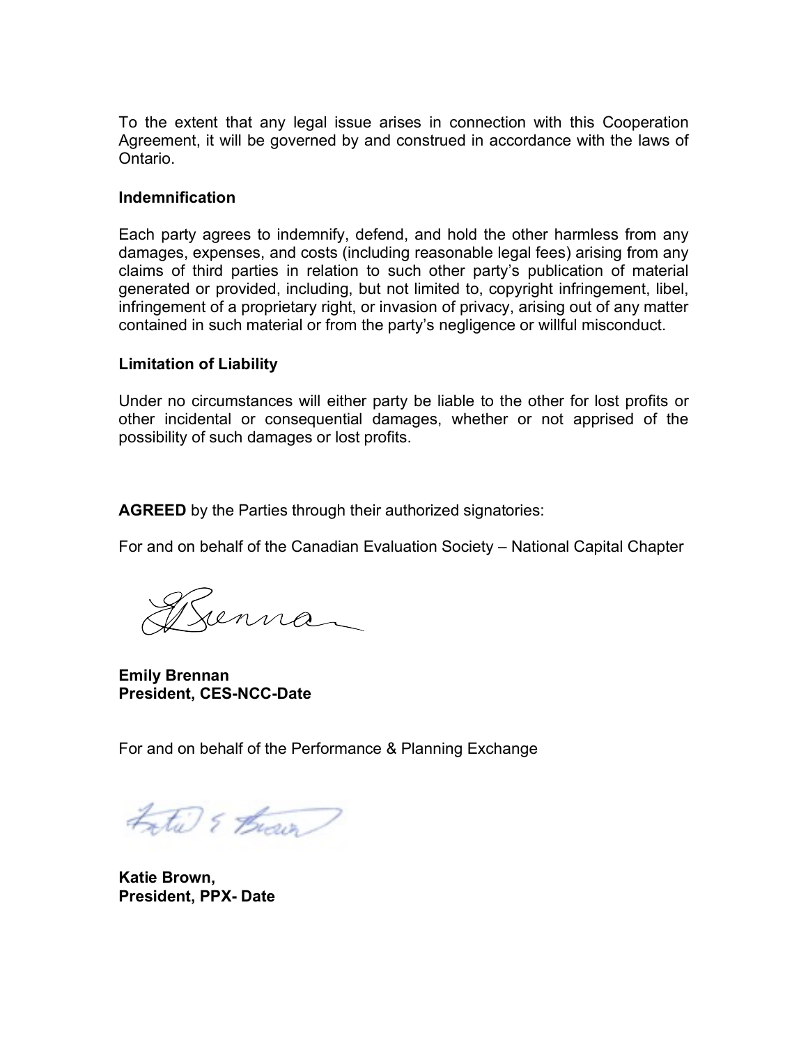To the extent that any legal issue arises in connection with this Cooperation Agreement, it will be governed by and construed in accordance with the laws of Ontario.

**Indemnification**

Each party agrees to indemnify, defend, and hold the other harmless from any damages, expenses, and costs (including reasonable legal fees) arising from any claims of third parties in relation to such other party's publication of material generated or provided, including, but not limited to, copyright infringement, libel, infringement of a proprietary right, or invasion of privacy, arising out of any matter contained in such material or from the party's negligence or willful misconduct.

**Limitation of Liability**

Under no circumstances will either party be liable to the other for lost profits or other incidental or consequential damages, whether or not apprised of the possibility of such damages or lost profits.

**AGREED** by the Parties through their authorized signatories:

For and on behalf of the Canadian Evaluation Society – National Capital Chapter

**Emily Brennan**
**President, CES-NCC-Date**

For and on behalf of the Performance & Planning Exchange

**Katie Brown,**
**President, PPX- Date**